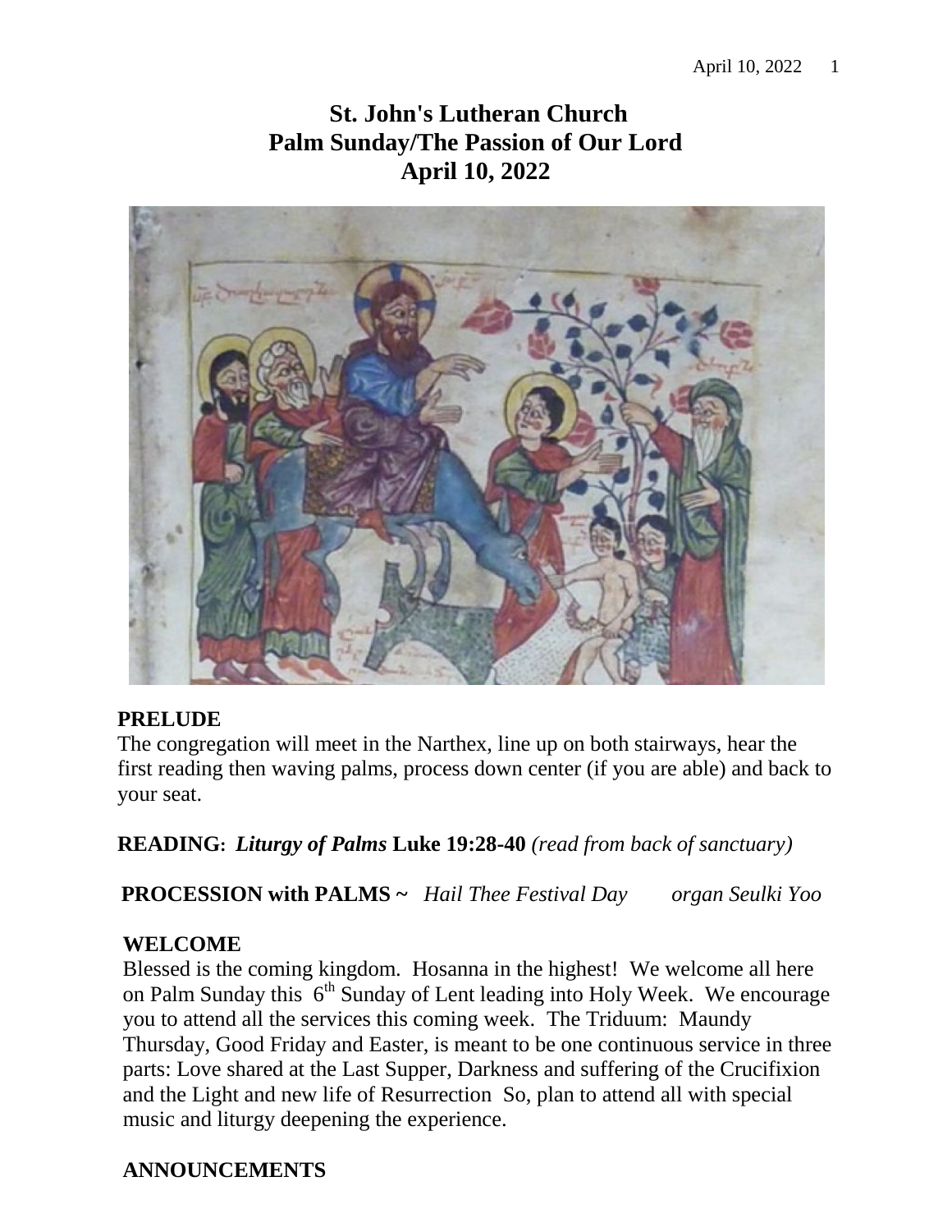# St. John's Lutheran Church
# Palm Sunday/The Passion of Our Lord
# April 10, 2022

**PRELUDE**

The congregation will meet in the Narthex, line up on both stairways, hear the first reading then waving palms, process down center (if you are able) and back to your seat.

**READING:** ***Liturgy of Palms*** **Luke 19:28-40** *(read from back of sanctuary)*

**PROCESSION with PALMS ~** *Hail Thee Festival Day* *organ Seulki Yoo*

**WELCOME**

Blessed is the coming kingdom. Hosanna in the highest! We welcome all here on Palm Sunday this 6th Sunday of Lent leading into Holy Week. We encourage you to attend all the services this coming week. The Triduum: Maundy Thursday, Good Friday and Easter, is meant to be one continuous service in three parts: Love shared at the Last Supper, Darkness and suffering of the Crucifixion and the Light and new life of Resurrection So, plan to attend all with special music and liturgy deepening the experience.

**ANNOUNCEMENTS**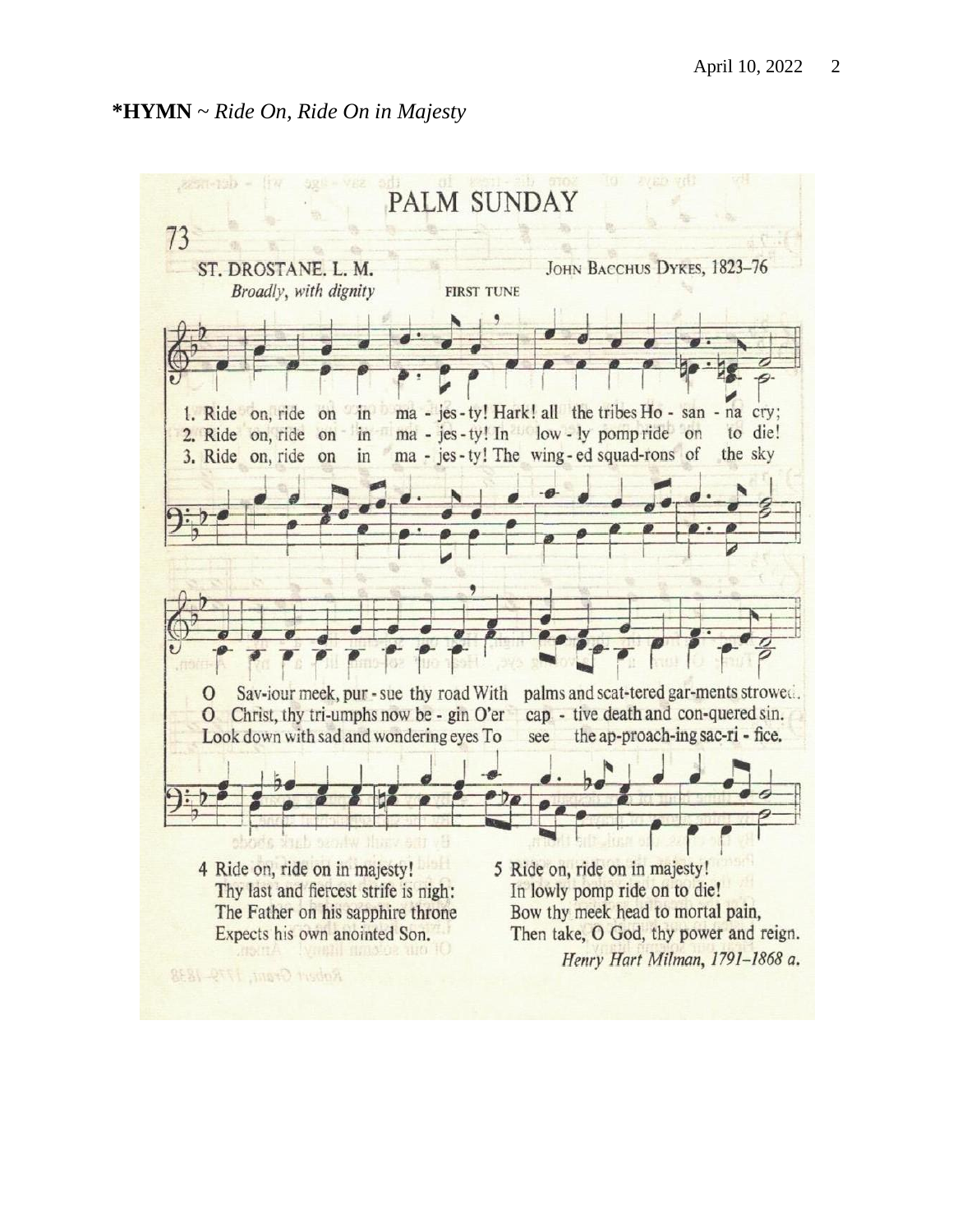**\*HYMN** ~ *Ride On, Ride On in Majesty*

PALM SUNDAY

73

ST. DROSTANE. L. M.

*Broadly, with dignity*

FIRST TUNE

JOHN BACCHUS DYKES, 1823–76

1. Ride on, ride on in majesty! Hark! all the tribes Hosanna cry;
O Saviour meek, pursue thy road With palms and scattered garments strowed.

2. Ride on, ride on in majesty! In lowly pomp ride on to die!
O Christ, thy triumphs now begin O'er captive death and conquered sin.

3. Ride on, ride on in majesty! The winged squadrons of the sky
Look down with sad and wondering eyes To see the approaching sacrifice.

4 Ride on, ride on in majesty!
Thy last and fiercest strife is nigh:
The Father on his sapphire throne
Expects his own anointed Son.

5 Ride on, ride on in majesty!
In lowly pomp ride on to die!
Bow thy meek head to mortal pain,
Then take, O God, thy power and reign.

*Henry Hart Milman, 1791–1868 a.*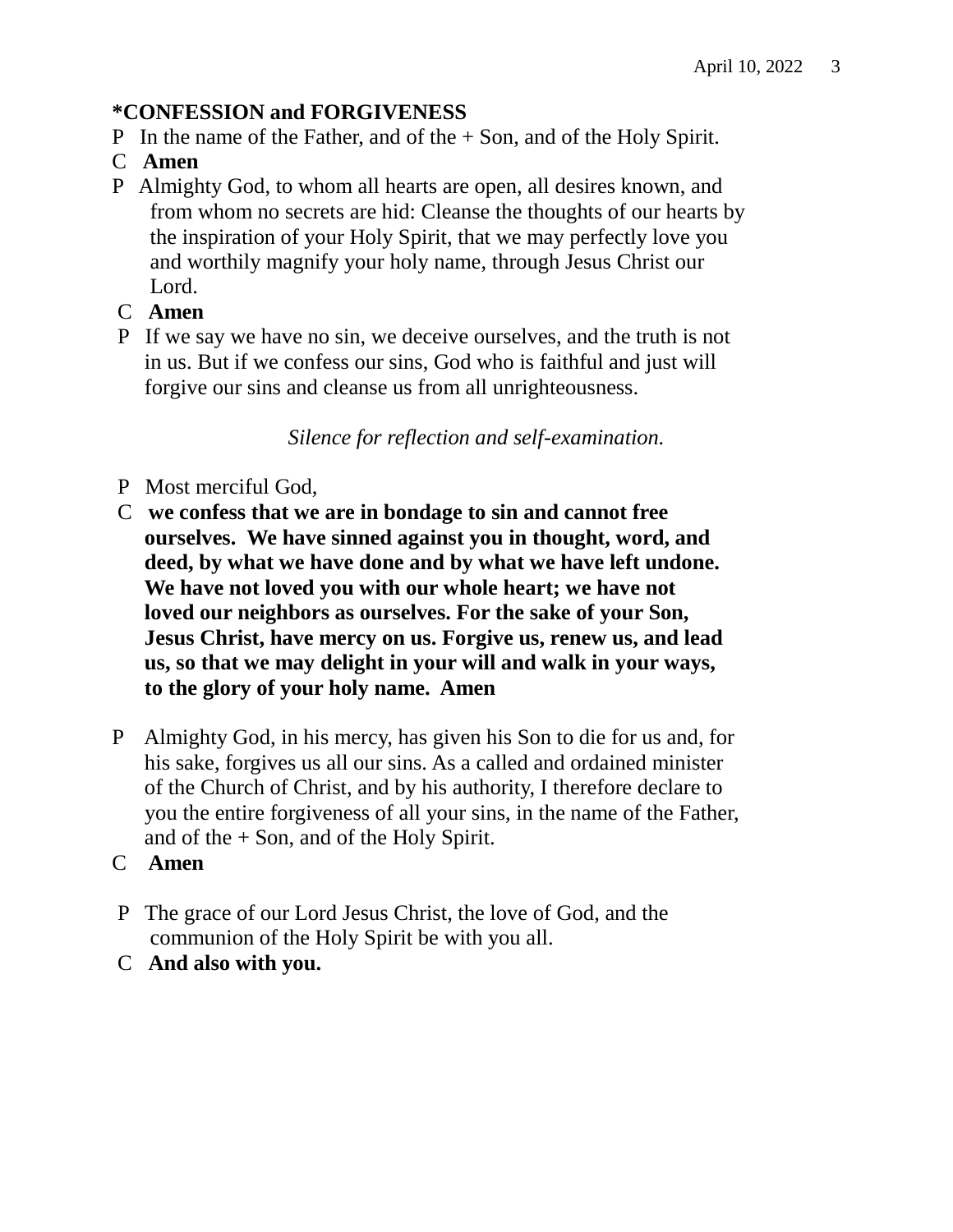**\*CONFESSION and FORGIVENESS**

P In the name of the Father, and of the + Son, and of the Holy Spirit.

C **Amen**

P Almighty God, to whom all hearts are open, all desires known, and from whom no secrets are hid: Cleanse the thoughts of our hearts by the inspiration of your Holy Spirit, that we may perfectly love you and worthily magnify your holy name, through Jesus Christ our Lord.

C **Amen**

P If we say we have no sin, we deceive ourselves, and the truth is not in us. But if we confess our sins, God who is faithful and just will forgive our sins and cleanse us from all unrighteousness.

*Silence for reflection and self-examination.*

P Most merciful God,

C **we confess that we are in bondage to sin and cannot free ourselves. We have sinned against you in thought, word, and deed, by what we have done and by what we have left undone. We have not loved you with our whole heart; we have not loved our neighbors as ourselves. For the sake of your Son, Jesus Christ, have mercy on us. Forgive us, renew us, and lead us, so that we may delight in your will and walk in your ways, to the glory of your holy name. Amen**

P Almighty God, in his mercy, has given his Son to die for us and, for his sake, forgives us all our sins. As a called and ordained minister of the Church of Christ, and by his authority, I therefore declare to you the entire forgiveness of all your sins, in the name of the Father, and of the + Son, and of the Holy Spirit.

C **Amen**

P The grace of our Lord Jesus Christ, the love of God, and the communion of the Holy Spirit be with you all.

C **And also with you.**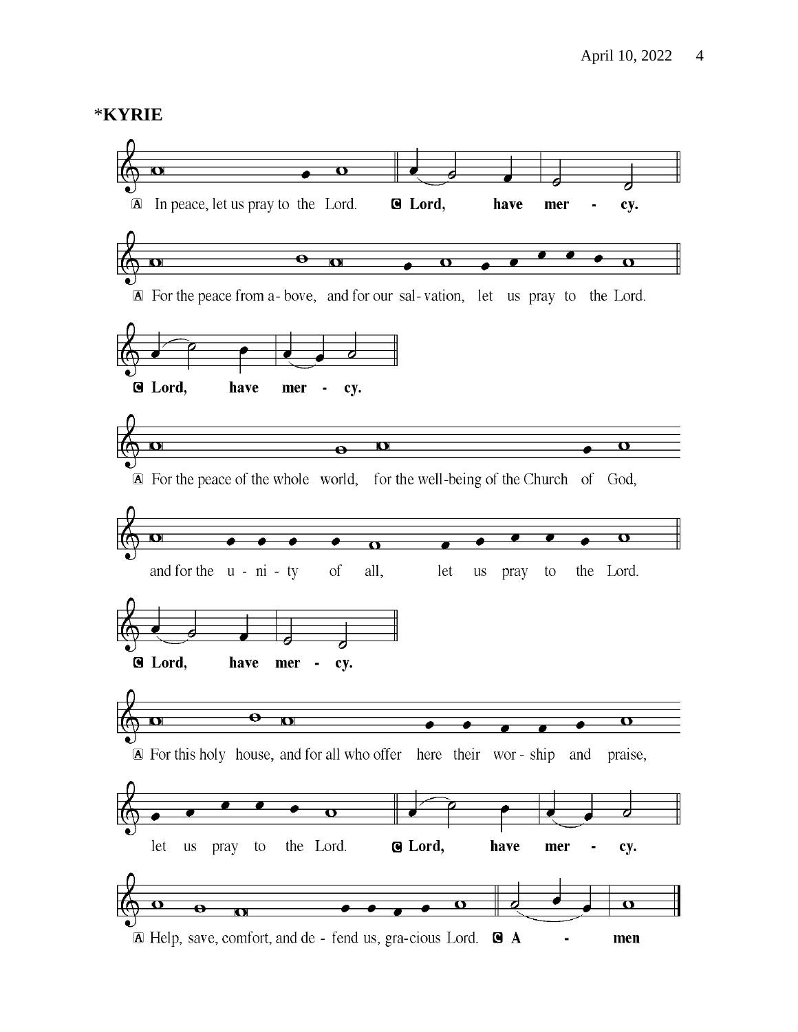# *KYRIE

A In peace, let us pray to the Lord. **C Lord, have mer - cy.**

A For the peace from a- bove, and for our sal- vation, let us pray to the Lord.

**C Lord, have mer - cy.**

A For the peace of the whole world, for the well-being of the Church of God,

and for the u - ni - ty of all, let us pray to the Lord.

**C Lord, have mer - cy.**

A For this holy house, and for all who offer here their wor - ship and praise,

let us pray to the Lord. **C Lord, have mer - cy.**

A Help, save, comfort, and de - fend us, gra-cious Lord. **C A - men**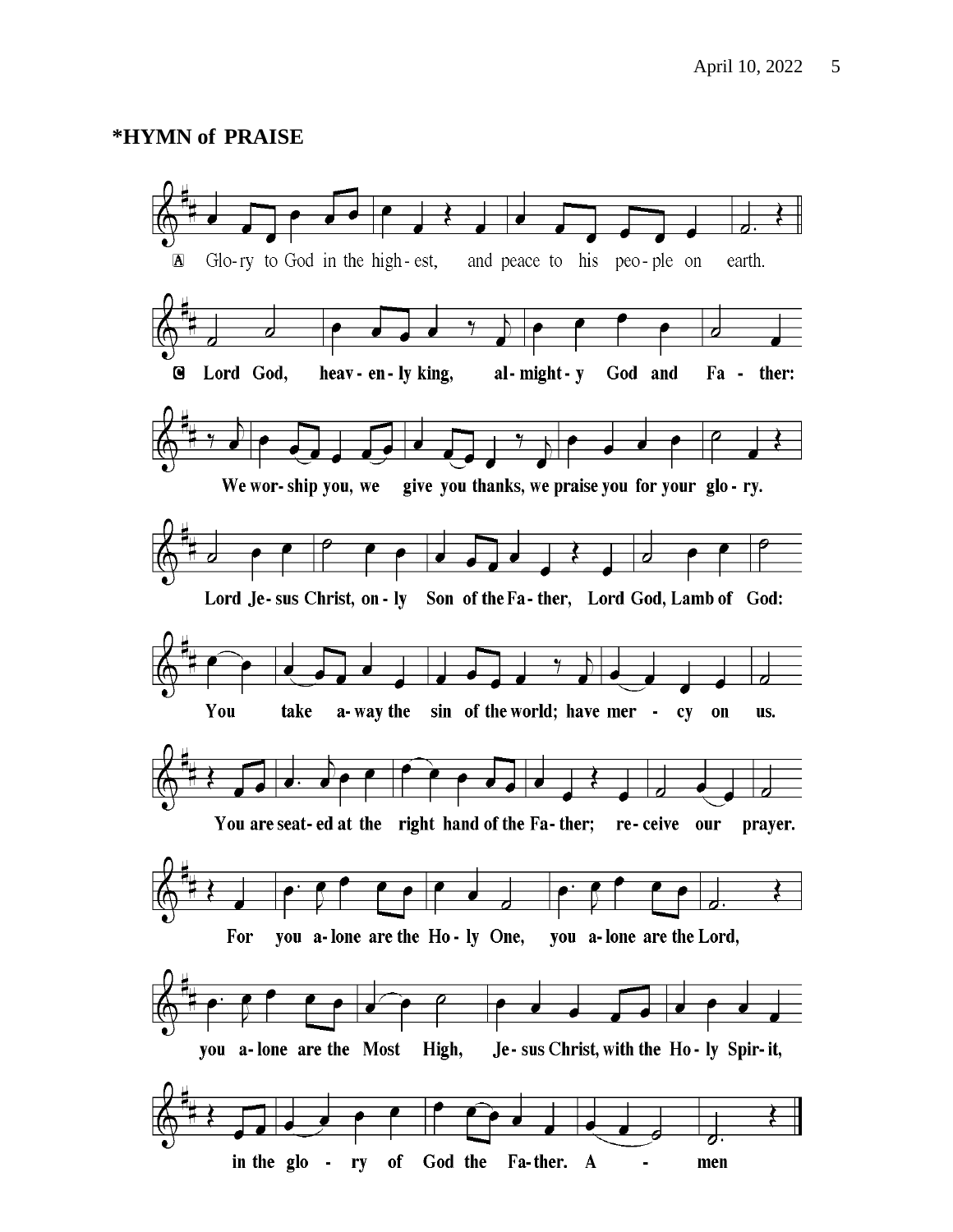**\*HYMN of PRAISE**

A Glo-ry to God in the high-est, and peace to his peo-ple on earth.

C **Lord God, heav-en-ly king, al-might-y God and Fa - ther:**

**We wor-ship you, we give you thanks, we praise you for your glo-ry.**

**Lord Je-sus Christ, on-ly Son of the Fa-ther, Lord God, Lamb of God:**

**You take a-way the sin of the world; have mer - cy on us.**

**You are seat-ed at the right hand of the Fa-ther; re-ceive our prayer.**

**For you a-lone are the Ho-ly One, you a-lone are the Lord,**

**you a-lone are the Most High, Je-sus Christ, with the Ho-ly Spir-it,**

**in the glo - ry of God the Fa-ther. A - men**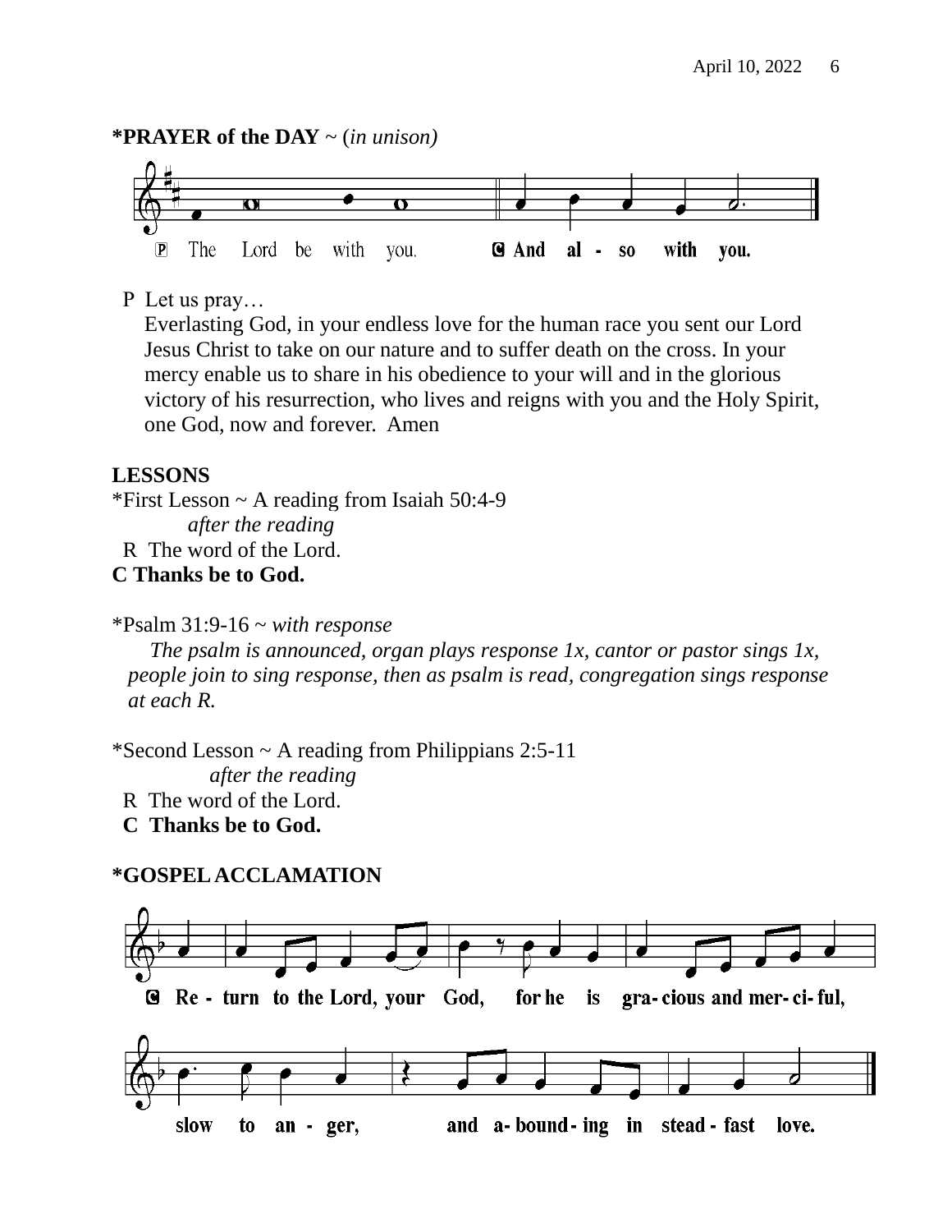**\*PRAYER of the DAY** ~ (*in unison*)

P The Lord be with you. **C And al - so with you.**

P Let us pray…
Everlasting God, in your endless love for the human race you sent our Lord Jesus Christ to take on our nature and to suffer death on the cross. In your mercy enable us to share in his obedience to your will and in the glorious victory of his resurrection, who lives and reigns with you and the Holy Spirit, one God, now and forever. Amen

**LESSONS**

*First Lesson ~ A reading from Isaiah 50:4-9
*after the reading*
R The word of the Lord.
**C Thanks be to God.**

*Psalm 31:9-16 ~ *with response*
*The psalm is announced, organ plays response 1x, cantor or pastor sings 1x, people join to sing response, then as psalm is read, congregation sings response at each R.*

*Second Lesson ~ A reading from Philippians 2:5-11
*after the reading*
R The word of the Lord.
**C Thanks be to God.**

**\*GOSPEL ACCLAMATION**

**C Re - turn to the Lord, your God, for he is gra- cious and mer- ci- ful, slow to an - ger, and a- bound - ing in stead - fast love.**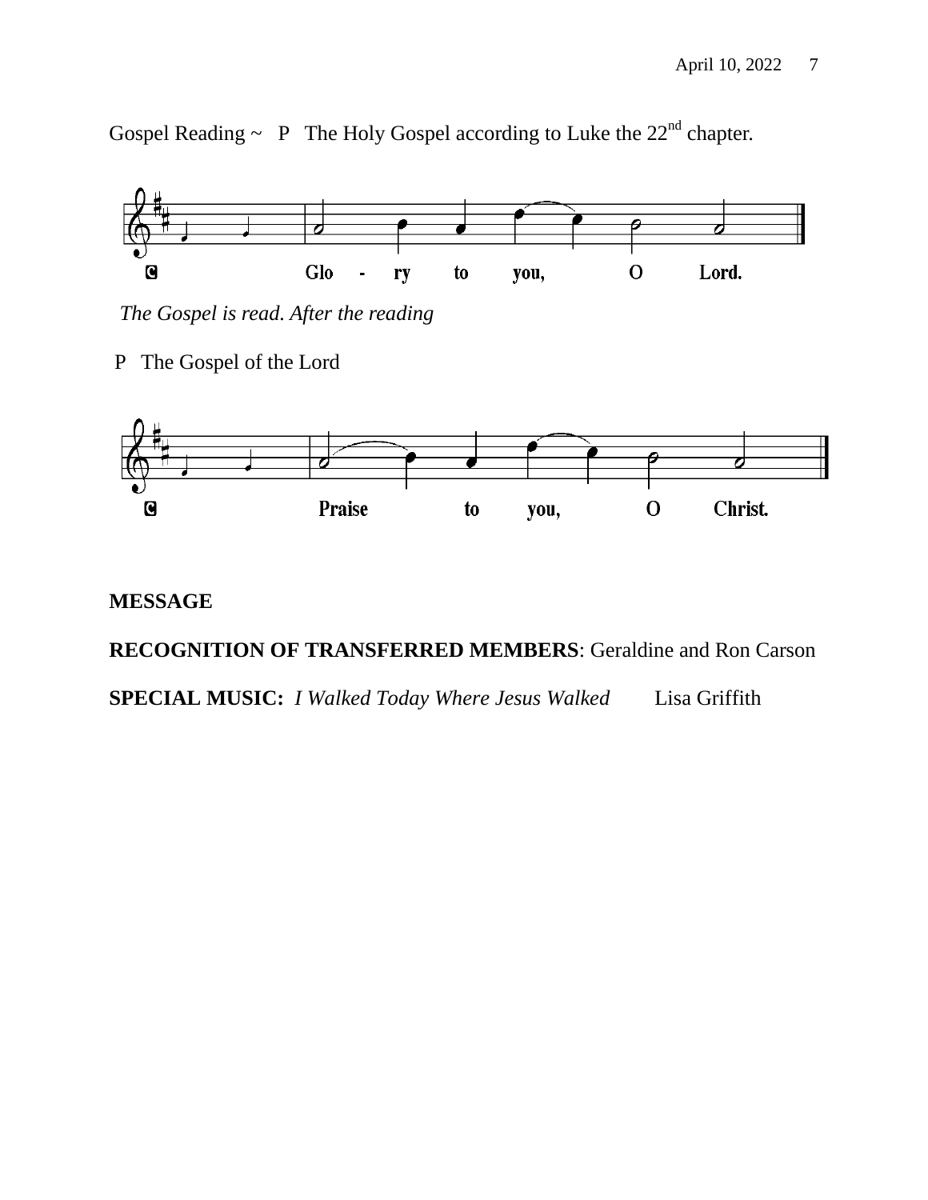Gospel Reading ~ P The Holy Gospel according to Luke the 22nd chapter.

C Glo - ry to you, O Lord.

*The Gospel is read. After the reading*

P The Gospel of the Lord

C Praise to you, O Christ.

**MESSAGE**

**RECOGNITION OF TRANSFERRED MEMBERS**: Geraldine and Ron Carson

**SPECIAL MUSIC:** *I Walked Today Where Jesus Walked* Lisa Griffith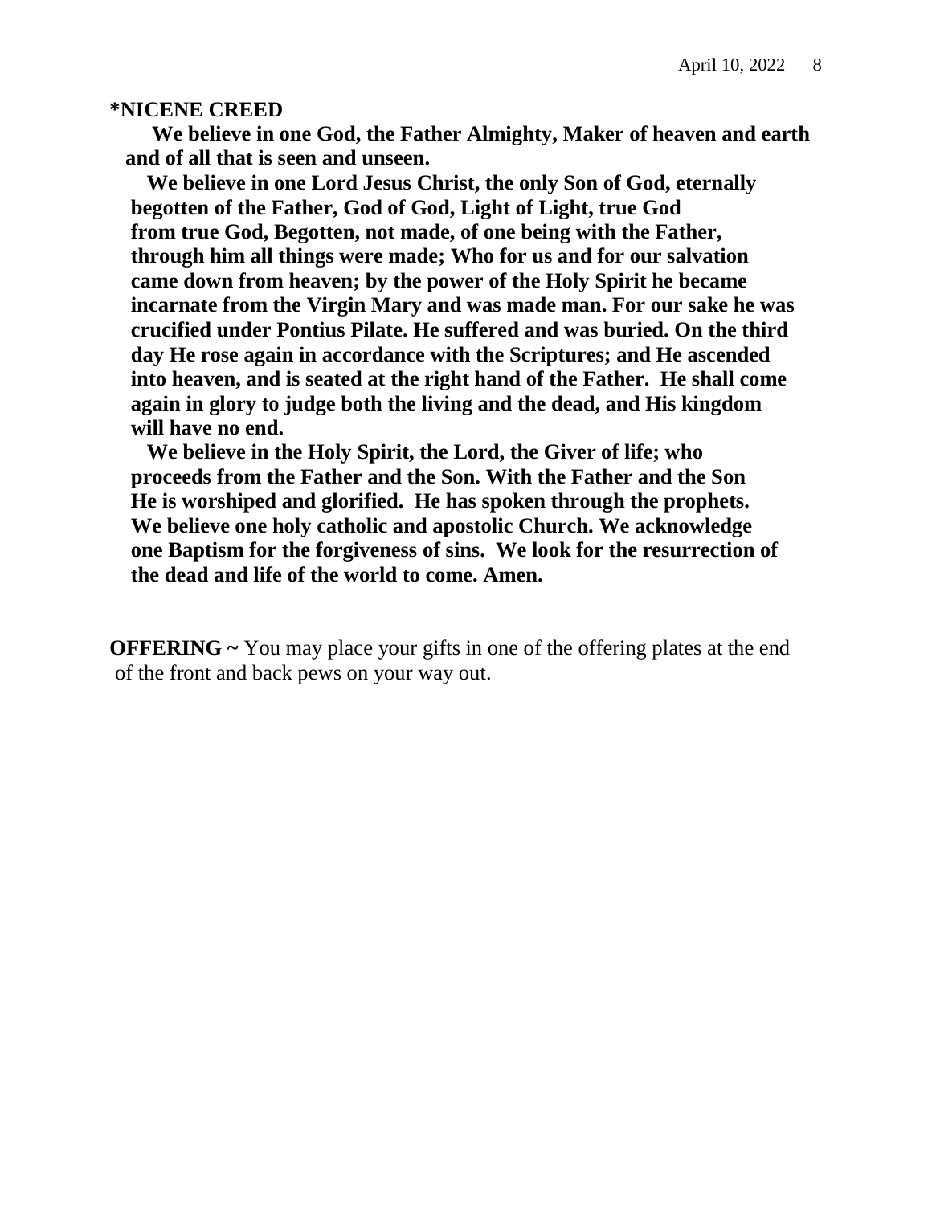**\*NICENE CREED**

**We believe in one God, the Father Almighty, Maker of heaven and earth and of all that is seen and unseen.**

**We believe in one Lord Jesus Christ, the only Son of God, eternally begotten of the Father, God of God, Light of Light, true God from true God, Begotten, not made, of one being with the Father, through him all things were made; Who for us and for our salvation came down from heaven; by the power of the Holy Spirit he became incarnate from the Virgin Mary and was made man. For our sake he was crucified under Pontius Pilate. He suffered and was buried. On the third day He rose again in accordance with the Scriptures; and He ascended into heaven, and is seated at the right hand of the Father. He shall come again in glory to judge both the living and the dead, and His kingdom will have no end.**

**We believe in the Holy Spirit, the Lord, the Giver of life; who proceeds from the Father and the Son. With the Father and the Son He is worshiped and glorified. He has spoken through the prophets. We believe one holy catholic and apostolic Church. We acknowledge one Baptism for the forgiveness of sins. We look for the resurrection of the dead and life of the world to come. Amen.**

**OFFERING ~** You may place your gifts in one of the offering plates at the end of the front and back pews on your way out.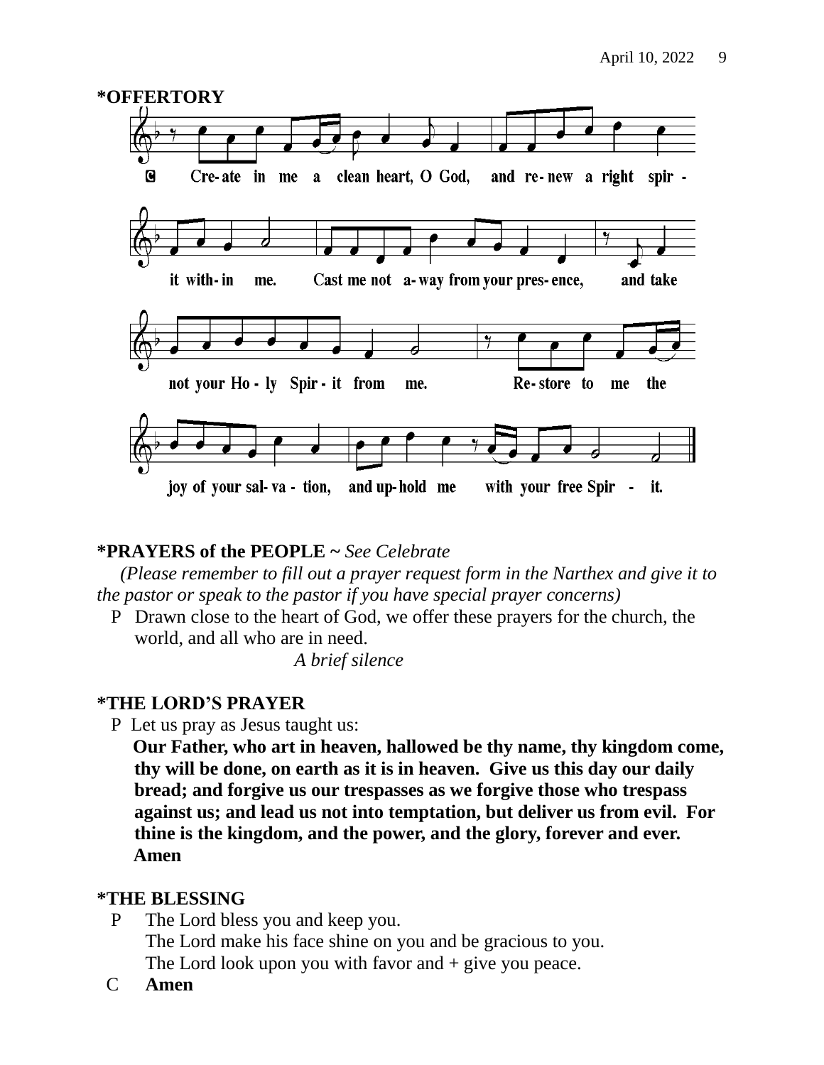**\*OFFERTORY**

C Create in me a clean heart, O God, and renew a right spirit within me. Cast me not away from your presence, and take not your Holy Spirit from me. Restore to me the joy of your salvation, and uphold me with your free Spirit.

**\*PRAYERS of the PEOPLE ~** *See Celebrate*

*(Please remember to fill out a prayer request form in the Narthex and give it to the pastor or speak to the pastor if you have special prayer concerns)*

P Drawn close to the heart of God, we offer these prayers for the church, the world, and all who are in need.

*A brief silence*

**\*THE LORD'S PRAYER**

P Let us pray as Jesus taught us:

**Our Father, who art in heaven, hallowed be thy name, thy kingdom come, thy will be done, on earth as it is in heaven. Give us this day our daily bread; and forgive us our trespasses as we forgive those who trespass against us; and lead us not into temptation, but deliver us from evil. For thine is the kingdom, and the power, and the glory, forever and ever. Amen**

**\*THE BLESSING**

P The Lord bless you and keep you.
The Lord make his face shine on you and be gracious to you.
The Lord look upon you with favor and + give you peace.

C **Amen**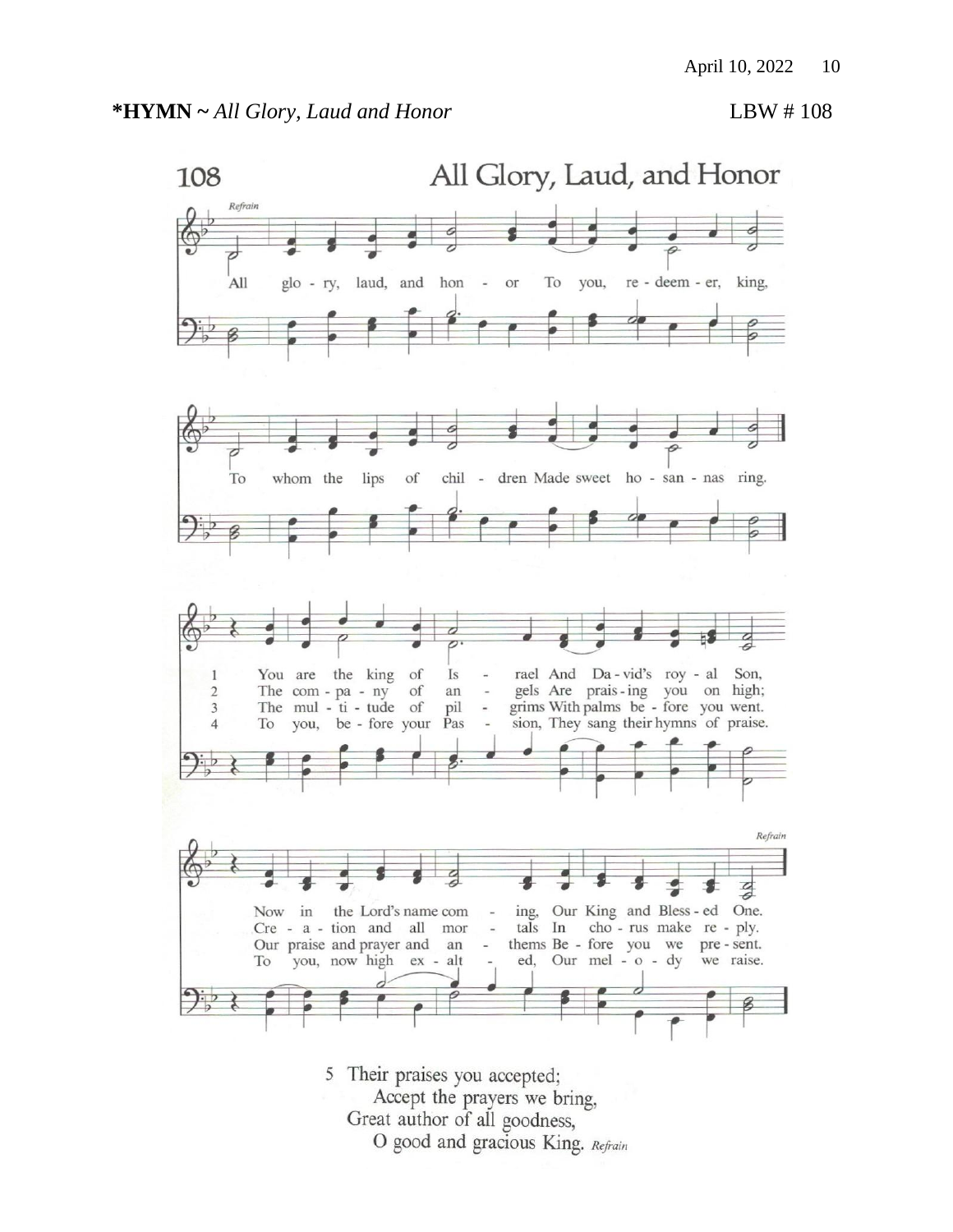**\*HYMN ~** *All Glory, Laud and Honor* LBW # 108

108 All Glory, Laud, and Honor

*Refrain*

All glory, laud, and honor To you, redeemer, king,
To whom the lips of children Made sweet hosannas ring.

1 You are the king of Israel And David's royal Son,
Now in the Lord's name coming, Our King and Blessed One.

2 The company of angels Are praising you on high;
Creation and all mortals In chorus make reply.

3 The multitude of pilgrims With palms before you went.
Our praise and prayer and anthems Before you we present.

4 To you, before your Passion, They sang their hymns of praise.
To you, now high exalted, Our melody we raise.

*Refrain*

5 Their praises you accepted;
Accept the prayers we bring,
Great author of all goodness,
O good and gracious King. *Refrain*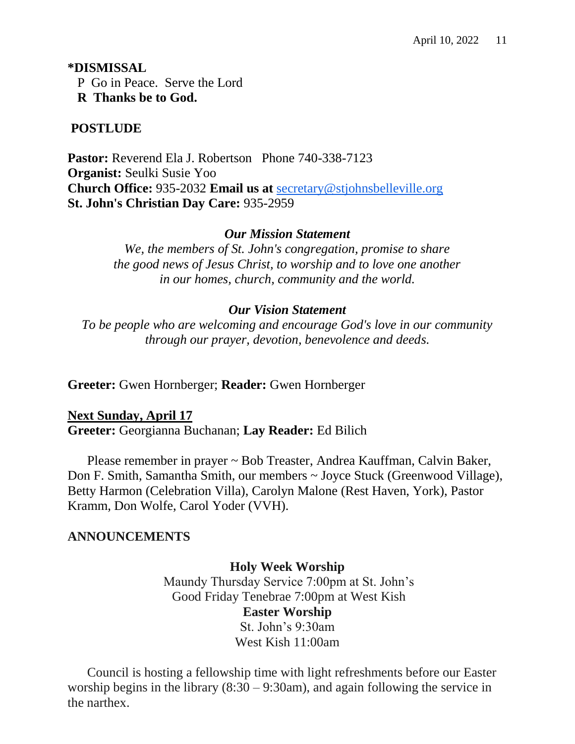**\*DISMISSAL**

P Go in Peace. Serve the Lord

**R Thanks be to God.**

**POSTLUDE**

**Pastor:** Reverend Ela J. Robertson Phone 740-338-7123
**Organist:** Seulki Susie Yoo
**Church Office:** 935-2032 **Email us at** secretary@stjohnsbelleville.org
**St. John's Christian Day Care:** 935-2959

***Our Mission Statement***

*We, the members of St. John's congregation, promise to share the good news of Jesus Christ, to worship and to love one another in our homes, church, community and the world.*

***Our Vision Statement***

*To be people who are welcoming and encourage God's love in our community through our prayer, devotion, benevolence and deeds.*

**Greeter:** Gwen Hornberger; **Reader:** Gwen Hornberger

**Next Sunday, April 17**
**Greeter:** Georgianna Buchanan; **Lay Reader:** Ed Bilich

Please remember in prayer ~ Bob Treaster, Andrea Kauffman, Calvin Baker, Don F. Smith, Samantha Smith, our members ~ Joyce Stuck (Greenwood Village), Betty Harmon (Celebration Villa), Carolyn Malone (Rest Haven, York), Pastor Kramm, Don Wolfe, Carol Yoder (VVH).

**ANNOUNCEMENTS**

**Holy Week Worship**
Maundy Thursday Service 7:00pm at St. John's
Good Friday Tenebrae 7:00pm at West Kish
**Easter Worship**
St. John's 9:30am
West Kish 11:00am

Council is hosting a fellowship time with light refreshments before our Easter worship begins in the library (8:30 – 9:30am), and again following the service in the narthex.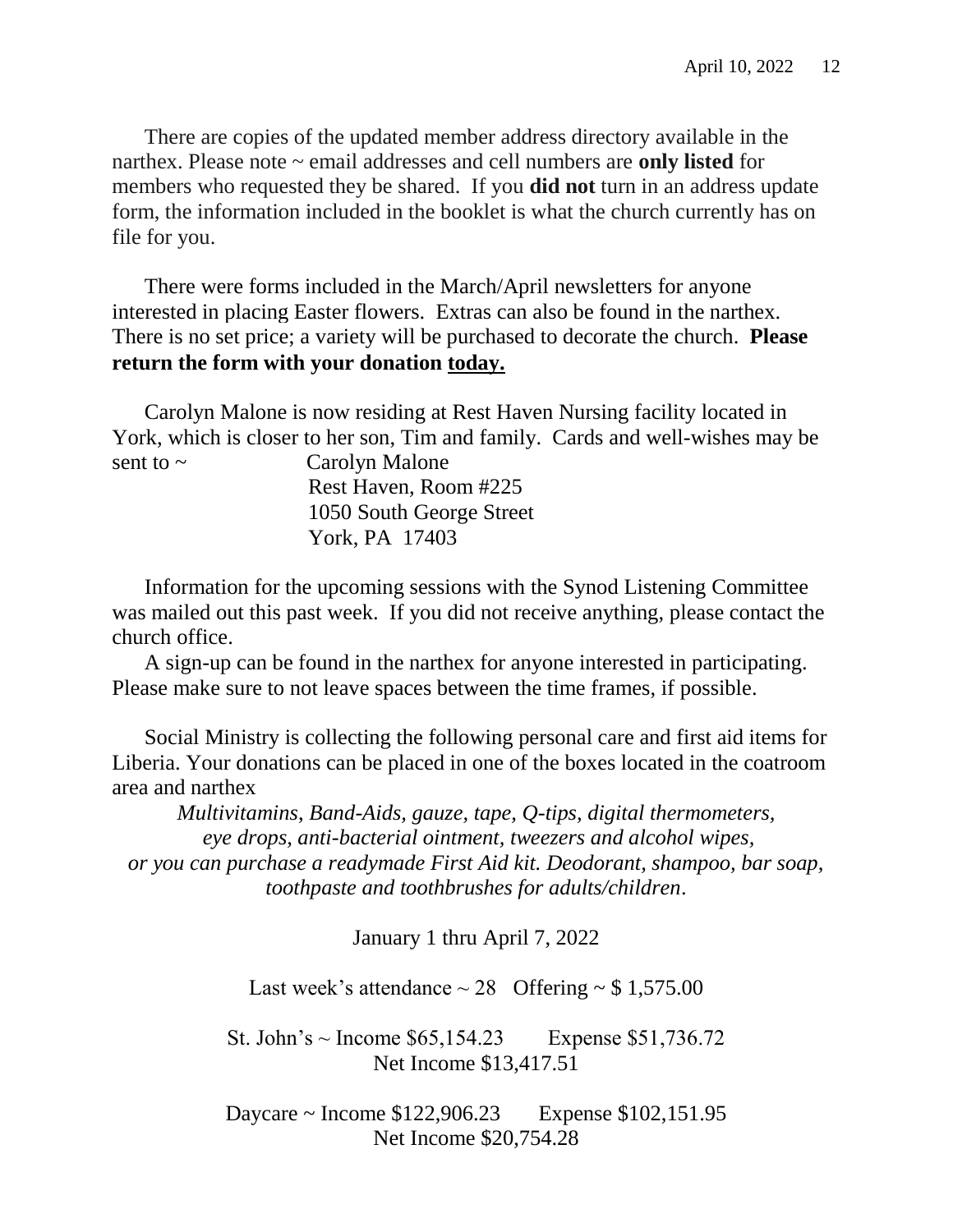There are copies of the updated member address directory available in the narthex. Please note ~ email addresses and cell numbers are **only listed** for members who requested they be shared. If you **did not** turn in an address update form, the information included in the booklet is what the church currently has on file for you.

There were forms included in the March/April newsletters for anyone interested in placing Easter flowers. Extras can also be found in the narthex. There is no set price; a variety will be purchased to decorate the church. **Please return the form with your donation <u>today.</u>**

Carolyn Malone is now residing at Rest Haven Nursing facility located in York, which is closer to her son, Tim and family. Cards and well-wishes may be sent to ~

Carolyn Malone
Rest Haven, Room #225
1050 South George Street
York, PA 17403

Information for the upcoming sessions with the Synod Listening Committee was mailed out this past week. If you did not receive anything, please contact the church office.

A sign-up can be found in the narthex for anyone interested in participating. Please make sure to not leave spaces between the time frames, if possible.

Social Ministry is collecting the following personal care and first aid items for Liberia. Your donations can be placed in one of the boxes located in the coatroom area and narthex

*Multivitamins, Band-Aids, gauze, tape, Q-tips, digital thermometers, eye drops, anti-bacterial ointment, tweezers and alcohol wipes, or you can purchase a readymade First Aid kit. Deodorant, shampoo, bar soap, toothpaste and toothbrushes for adults/children.*

January 1 thru April 7, 2022

Last week's attendance ~ 28 Offering ~ $ 1,575.00

St. John's ~ Income $65,154.23 Expense $51,736.72
Net Income $13,417.51

Daycare ~ Income $122,906.23 Expense $102,151.95
Net Income $20,754.28